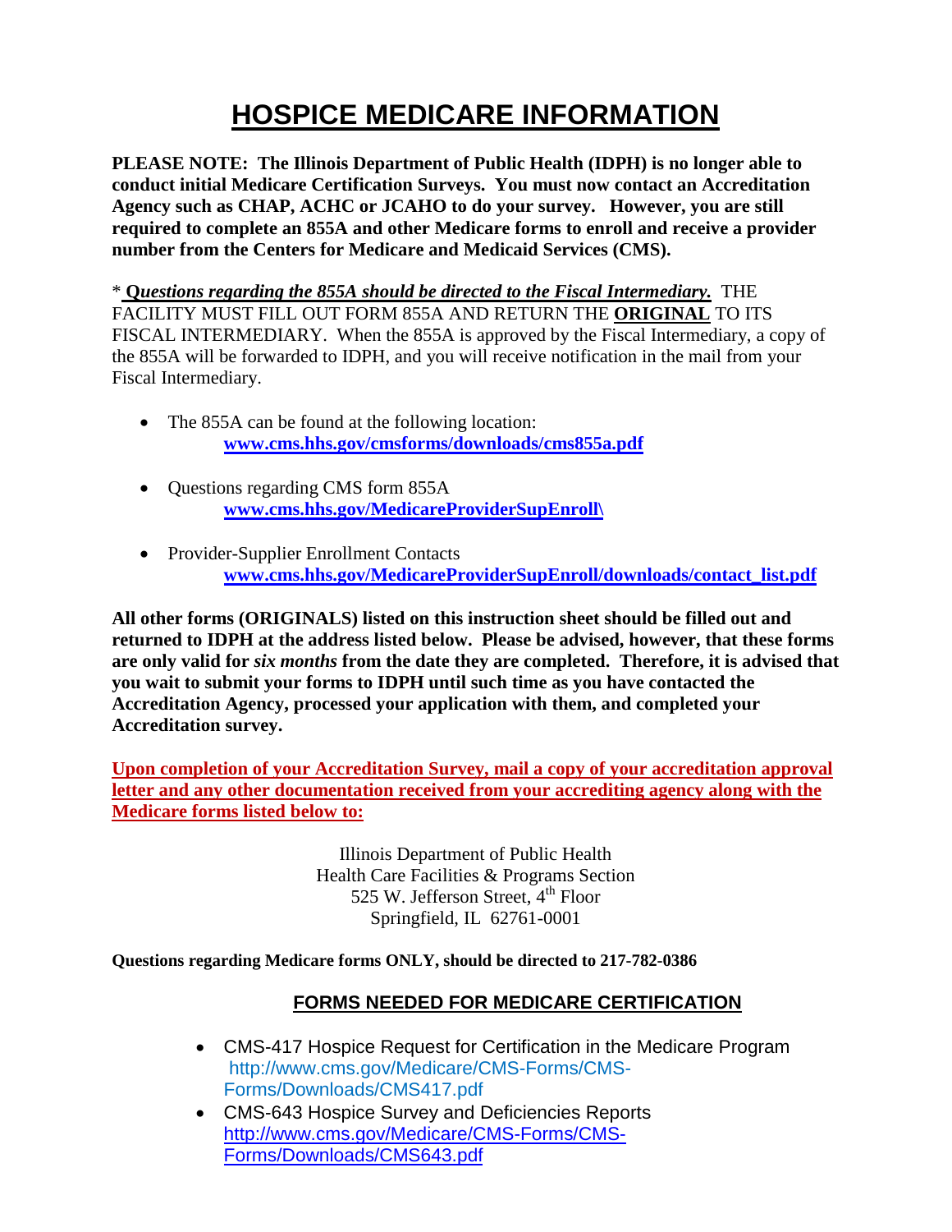# HOSPICE MEDICARE INFORMATION

**PLEASE NOTE: The Illinois Department of Public Health (IDPH) is no longer able to conduct initial Medicare Certification Surveys. You must now contact an Accreditation Agency such as CHAP, ACHC or JCAHO to do your survey. However, you are still required to complete an 855A and other Medicare forms to enroll and receive a provider number from the Centers for Medicare and Medicaid Services (CMS).**

\* ***Questions regarding the 855A should be directed to the Fiscal Intermediary.*** THE FACILITY MUST FILL OUT FORM 855A AND RETURN THE **ORIGINAL** TO ITS FISCAL INTERMEDIARY. When the 855A is approved by the Fiscal Intermediary, a copy of the 855A will be forwarded to IDPH, and you will receive notification in the mail from your Fiscal Intermediary.

- The 855A can be found at the following location:
  **www.cms.hhs.gov/cmsforms/downloads/cms855a.pdf**
- Questions regarding CMS form 855A
  **www.cms.hhs.gov/MedicareProviderSupEnroll\**
- Provider-Supplier Enrollment Contacts
  **www.cms.hhs.gov/MedicareProviderSupEnroll/downloads/contact_list.pdf**

**All other forms (ORIGINALS) listed on this instruction sheet should be filled out and returned to IDPH at the address listed below. Please be advised, however, that these forms are only valid for *six months* from the date they are completed. Therefore, it is advised that you wait to submit your forms to IDPH until such time as you have contacted the Accreditation Agency, processed your application with them, and completed your Accreditation survey.**

**Upon completion of your Accreditation Survey, mail a copy of your accreditation approval letter and any other documentation received from your accrediting agency along with the Medicare forms listed below to:**

Illinois Department of Public Health
Health Care Facilities & Programs Section
525 W. Jefferson Street, 4th Floor
Springfield, IL 62761-0001

**Questions regarding Medicare forms ONLY, should be directed to 217-782-0386**

## FORMS NEEDED FOR MEDICARE CERTIFICATION

- CMS-417 Hospice Request for Certification in the Medicare Program
  http://www.cms.gov/Medicare/CMS-Forms/CMS-Forms/Downloads/CMS417.pdf
- CMS-643 Hospice Survey and Deficiencies Reports
  http://www.cms.gov/Medicare/CMS-Forms/CMS-Forms/Downloads/CMS643.pdf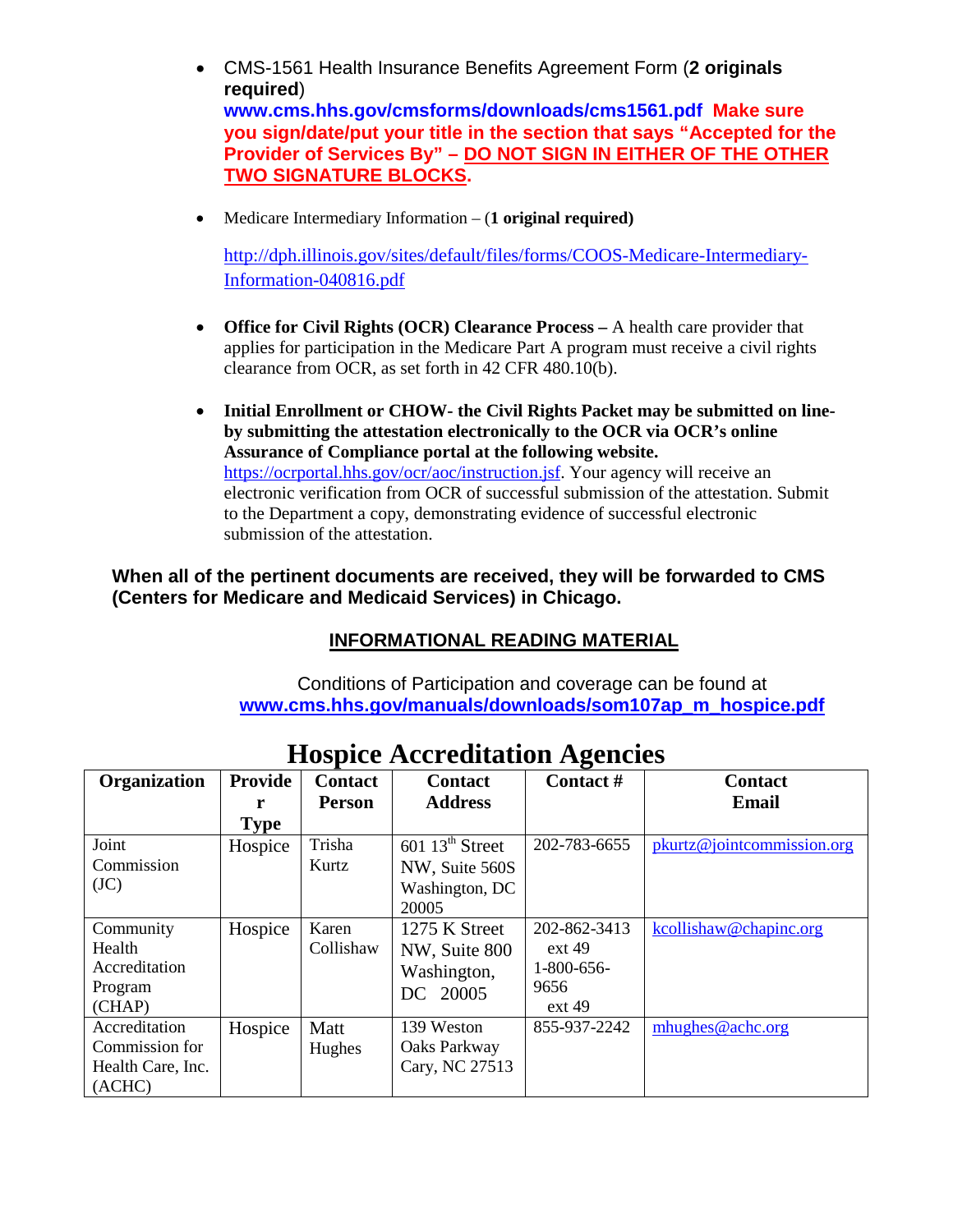- CMS-1561 Health Insurance Benefits Agreement Form (**2 originals required**) **www.cms.hhs.gov/cmsforms/downloads/cms1561.pdf Make sure you sign/date/put your title in the section that says "Accepted for the Provider of Services By" – DO NOT SIGN IN EITHER OF THE OTHER TWO SIGNATURE BLOCKS.**

- Medicare Intermediary Information – (**1 original required)**

  http://dph.illinois.gov/sites/default/files/forms/COOS-Medicare-Intermediary-Information-040816.pdf

- **Office for Civil Rights (OCR) Clearance Process –** A health care provider that applies for participation in the Medicare Part A program must receive a civil rights clearance from OCR, as set forth in 42 CFR 480.10(b).

- **Initial Enrollment or CHOW- the Civil Rights Packet may be submitted on line- by submitting the attestation electronically to the OCR via OCR's online Assurance of Compliance portal at the following website.** https://ocrportal.hhs.gov/ocr/aoc/instruction.jsf. Your agency will receive an electronic verification from OCR of successful submission of the attestation. Submit to the Department a copy, demonstrating evidence of successful electronic submission of the attestation.

**When all of the pertinent documents are received, they will be forwarded to CMS (Centers for Medicare and Medicaid Services) in Chicago.**

## INFORMATIONAL READING MATERIAL

Conditions of Participation and coverage can be found at **www.cms.hhs.gov/manuals/downloads/som107ap_m_hospice.pdf**

# Hospice Accreditation Agencies

| Organization | Provider Type | Contact Person | Contact Address | Contact # | Contact Email |
|---|---|---|---|---|---|
| Joint Commission (JC) | Hospice | Trisha Kurtz | 601 13th Street NW, Suite 560S Washington, DC 20005 | 202-783-6655 | pkurtz@jointcommission.org |
| Community Health Accreditation Program (CHAP) | Hospice | Karen Collishaw | 1275 K Street NW, Suite 800 Washington, DC 20005 | 202-862-3413 ext 49 1-800-656-9656 ext 49 | kcollishaw@chapinc.org |
| Accreditation Commission for Health Care, Inc. (ACHC) | Hospice | Matt Hughes | 139 Weston Oaks Parkway Cary, NC 27513 | 855-937-2242 | mhughes@achc.org |